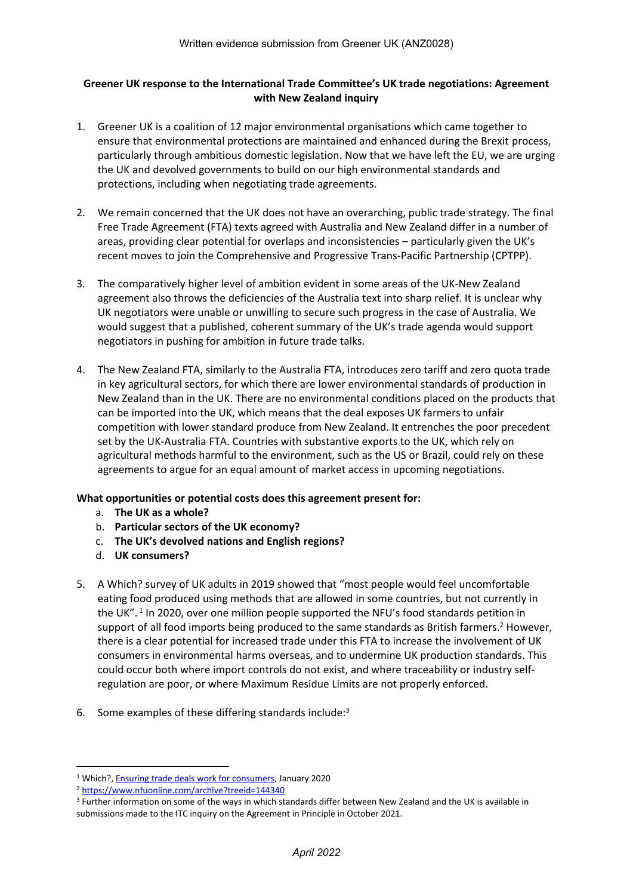Written evidence submission from Greener UK (ANZ0028)

**Greener UK response to the International Trade Committee's UK trade negotiations: Agreement with New Zealand inquiry**

1. Greener UK is a coalition of 12 major environmental organisations which came together to ensure that environmental protections are maintained and enhanced during the Brexit process, particularly through ambitious domestic legislation. Now that we have left the EU, we are urging the UK and devolved governments to build on our high environmental standards and protections, including when negotiating trade agreements.

2. We remain concerned that the UK does not have an overarching, public trade strategy. The final Free Trade Agreement (FTA) texts agreed with Australia and New Zealand differ in a number of areas, providing clear potential for overlaps and inconsistencies – particularly given the UK's recent moves to join the Comprehensive and Progressive Trans-Pacific Partnership (CPTPP).

3. The comparatively higher level of ambition evident in some areas of the UK-New Zealand agreement also throws the deficiencies of the Australia text into sharp relief. It is unclear why UK negotiators were unable or unwilling to secure such progress in the case of Australia. We would suggest that a published, coherent summary of the UK's trade agenda would support negotiators in pushing for ambition in future trade talks.

4. The New Zealand FTA, similarly to the Australia FTA, introduces zero tariff and zero quota trade in key agricultural sectors, for which there are lower environmental standards of production in New Zealand than in the UK. There are no environmental conditions placed on the products that can be imported into the UK, which means that the deal exposes UK farmers to unfair competition with lower standard produce from New Zealand. It entrenches the poor precedent set by the UK-Australia FTA. Countries with substantive exports to the UK, which rely on agricultural methods harmful to the environment, such as the US or Brazil, could rely on these agreements to argue for an equal amount of market access in upcoming negotiations.

**What opportunities or potential costs does this agreement present for:**

a. **The UK as a whole?**
b. **Particular sectors of the UK economy?**
c. **The UK's devolved nations and English regions?**
d. **UK consumers?**

5. A Which? survey of UK adults in 2019 showed that "most people would feel uncomfortable eating food produced using methods that are allowed in some countries, but not currently in the UK".[1] In 2020, over one million people supported the NFU's food standards petition in support of all food imports being produced to the same standards as British farmers.[2] However, there is a clear potential for increased trade under this FTA to increase the involvement of UK consumers in environmental harms overseas, and to undermine UK production standards. This could occur both where import controls do not exist, and where traceability or industry self-regulation are poor, or where Maximum Residue Limits are not properly enforced.

6. Some examples of these differing standards include:[3]

---

[1] Which?, Ensuring trade deals work for consumers, January 2020

[2] https://www.nfuonline.com/archive?treeid=144340

[3] Further information on some of the ways in which standards differ between New Zealand and the UK is available in submissions made to the ITC inquiry on the Agreement in Principle in October 2021.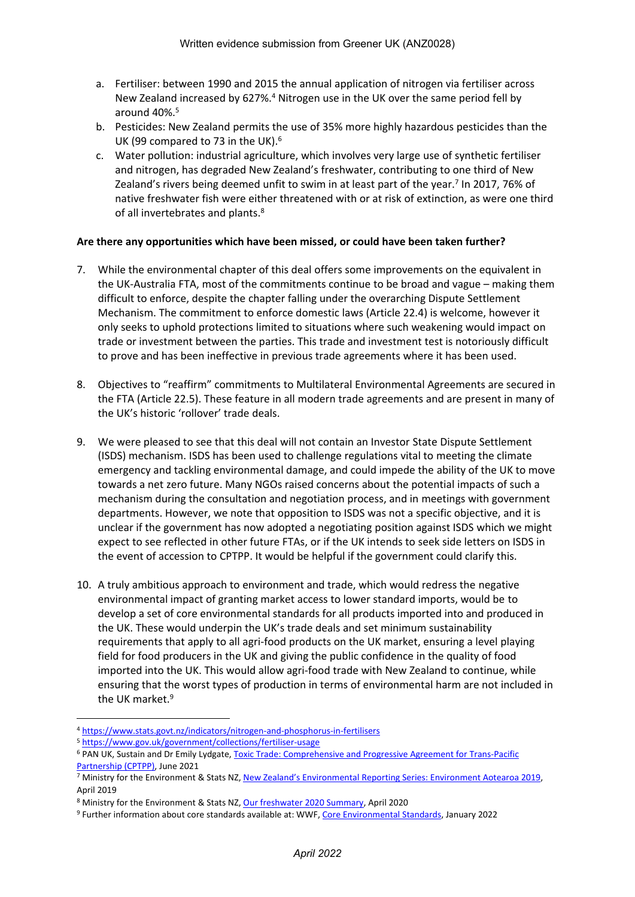a. Fertiliser: between 1990 and 2015 the annual application of nitrogen via fertiliser across New Zealand increased by 627%.[4] Nitrogen use in the UK over the same period fell by around 40%.[5]
b. Pesticides: New Zealand permits the use of 35% more highly hazardous pesticides than the UK (99 compared to 73 in the UK).[6]
c. Water pollution: industrial agriculture, which involves very large use of synthetic fertiliser and nitrogen, has degraded New Zealand's freshwater, contributing to one third of New Zealand's rivers being deemed unfit to swim in at least part of the year.[7] In 2017, 76% of native freshwater fish were either threatened with or at risk of extinction, as were one third of all invertebrates and plants.[8]

**Are there any opportunities which have been missed, or could have been taken further?**

7. While the environmental chapter of this deal offers some improvements on the equivalent in the UK-Australia FTA, most of the commitments continue to be broad and vague – making them difficult to enforce, despite the chapter falling under the overarching Dispute Settlement Mechanism. The commitment to enforce domestic laws (Article 22.4) is welcome, however it only seeks to uphold protections limited to situations where such weakening would impact on trade or investment between the parties. This trade and investment test is notoriously difficult to prove and has been ineffective in previous trade agreements where it has been used.

8. Objectives to "reaffirm" commitments to Multilateral Environmental Agreements are secured in the FTA (Article 22.5). These feature in all modern trade agreements and are present in many of the UK's historic 'rollover' trade deals.

9. We were pleased to see that this deal will not contain an Investor State Dispute Settlement (ISDS) mechanism. ISDS has been used to challenge regulations vital to meeting the climate emergency and tackling environmental damage, and could impede the ability of the UK to move towards a net zero future. Many NGOs raised concerns about the potential impacts of such a mechanism during the consultation and negotiation process, and in meetings with government departments. However, we note that opposition to ISDS was not a specific objective, and it is unclear if the government has now adopted a negotiating position against ISDS which we might expect to see reflected in other future FTAs, or if the UK intends to seek side letters on ISDS in the event of accession to CPTPP. It would be helpful if the government could clarify this.

10. A truly ambitious approach to environment and trade, which would redress the negative environmental impact of granting market access to lower standard imports, would be to develop a set of core environmental standards for all products imported into and produced in the UK. These would underpin the UK's trade deals and set minimum sustainability requirements that apply to all agri-food products on the UK market, ensuring a level playing field for food producers in the UK and giving the public confidence in the quality of food imported into the UK. This would allow agri-food trade with New Zealand to continue, while ensuring that the worst types of production in terms of environmental harm are not included in the UK market.[9]

---

[4] https://www.stats.govt.nz/indicators/nitrogen-and-phosphorus-in-fertilisers

[5] https://www.gov.uk/government/collections/fertiliser-usage

[6] PAN UK, Sustain and Dr Emily Lydgate, Toxic Trade: Comprehensive and Progressive Agreement for Trans-Pacific Partnership (CPTPP), June 2021

[7] Ministry for the Environment & Stats NZ, New Zealand's Environmental Reporting Series: Environment Aotearoa 2019, April 2019

[8] Ministry for the Environment & Stats NZ, Our freshwater 2020 Summary, April 2020

[9] Further information about core standards available at: WWF, Core Environmental Standards, January 2022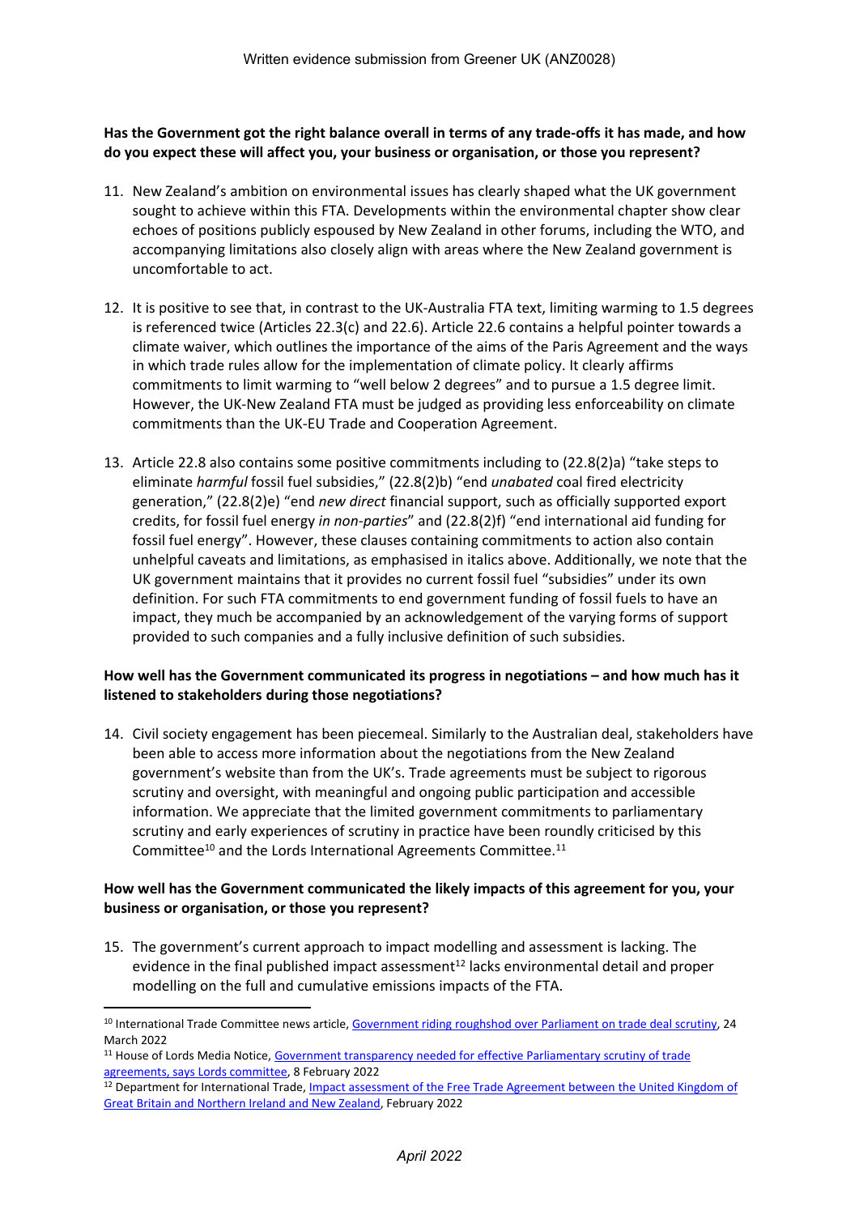**Has the Government got the right balance overall in terms of any trade-offs it has made, and how do you expect these will affect you, your business or organisation, or those you represent?**

11. New Zealand's ambition on environmental issues has clearly shaped what the UK government sought to achieve within this FTA. Developments within the environmental chapter show clear echoes of positions publicly espoused by New Zealand in other forums, including the WTO, and accompanying limitations also closely align with areas where the New Zealand government is uncomfortable to act.

12. It is positive to see that, in contrast to the UK-Australia FTA text, limiting warming to 1.5 degrees is referenced twice (Articles 22.3(c) and 22.6). Article 22.6 contains a helpful pointer towards a climate waiver, which outlines the importance of the aims of the Paris Agreement and the ways in which trade rules allow for the implementation of climate policy. It clearly affirms commitments to limit warming to "well below 2 degrees" and to pursue a 1.5 degree limit. However, the UK-New Zealand FTA must be judged as providing less enforceability on climate commitments than the UK-EU Trade and Cooperation Agreement.

13. Article 22.8 also contains some positive commitments including to (22.8(2)a) "take steps to eliminate *harmful* fossil fuel subsidies," (22.8(2)b) "end *unabated* coal fired electricity generation," (22.8(2)e) "end *new direct* financial support, such as officially supported export credits, for fossil fuel energy *in non-parties*" and (22.8(2)f) "end international aid funding for fossil fuel energy". However, these clauses containing commitments to action also contain unhelpful caveats and limitations, as emphasised in italics above. Additionally, we note that the UK government maintains that it provides no current fossil fuel "subsidies" under its own definition. For such FTA commitments to end government funding of fossil fuels to have an impact, they much be accompanied by an acknowledgement of the varying forms of support provided to such companies and a fully inclusive definition of such subsidies.

**How well has the Government communicated its progress in negotiations – and how much has it listened to stakeholders during those negotiations?**

14. Civil society engagement has been piecemeal. Similarly to the Australian deal, stakeholders have been able to access more information about the negotiations from the New Zealand government's website than from the UK's. Trade agreements must be subject to rigorous scrutiny and oversight, with meaningful and ongoing public participation and accessible information. We appreciate that the limited government commitments to parliamentary scrutiny and early experiences of scrutiny in practice have been roundly criticised by this Committee[10] and the Lords International Agreements Committee.[11]

**How well has the Government communicated the likely impacts of this agreement for you, your business or organisation, or those you represent?**

15. The government's current approach to impact modelling and assessment is lacking. The evidence in the final published impact assessment[12] lacks environmental detail and proper modelling on the full and cumulative emissions impacts of the FTA.

---

[10] International Trade Committee news article, Government riding roughshod over Parliament on trade deal scrutiny, 24 March 2022

[11] House of Lords Media Notice, Government transparency needed for effective Parliamentary scrutiny of trade agreements, says Lords committee, 8 February 2022

[12] Department for International Trade, Impact assessment of the Free Trade Agreement between the United Kingdom of Great Britain and Northern Ireland and New Zealand, February 2022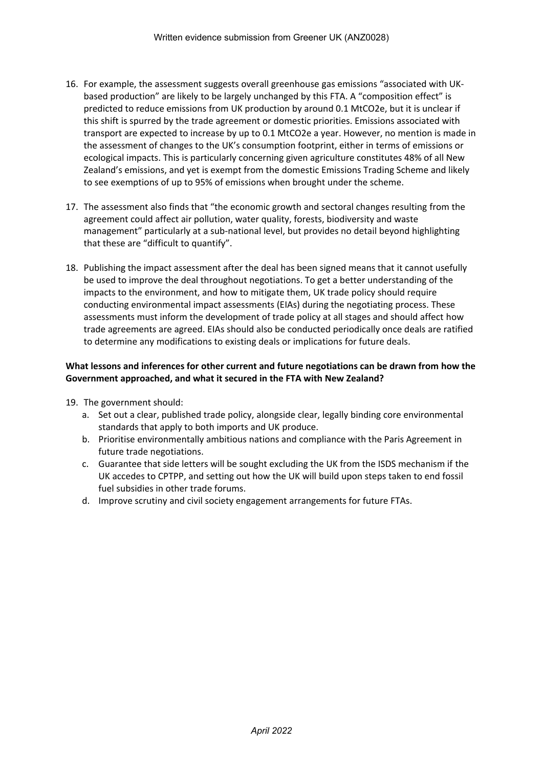16. For example, the assessment suggests overall greenhouse gas emissions "associated with UK-based production" are likely to be largely unchanged by this FTA. A "composition effect" is predicted to reduce emissions from UK production by around 0.1 MtCO2e, but it is unclear if this shift is spurred by the trade agreement or domestic priorities. Emissions associated with transport are expected to increase by up to 0.1 MtCO2e a year. However, no mention is made in the assessment of changes to the UK's consumption footprint, either in terms of emissions or ecological impacts. This is particularly concerning given agriculture constitutes 48% of all New Zealand's emissions, and yet is exempt from the domestic Emissions Trading Scheme and likely to see exemptions of up to 95% of emissions when brought under the scheme.

17. The assessment also finds that "the economic growth and sectoral changes resulting from the agreement could affect air pollution, water quality, forests, biodiversity and waste management" particularly at a sub-national level, but provides no detail beyond highlighting that these are "difficult to quantify".

18. Publishing the impact assessment after the deal has been signed means that it cannot usefully be used to improve the deal throughout negotiations. To get a better understanding of the impacts to the environment, and how to mitigate them, UK trade policy should require conducting environmental impact assessments (EIAs) during the negotiating process. These assessments must inform the development of trade policy at all stages and should affect how trade agreements are agreed. EIAs should also be conducted periodically once deals are ratified to determine any modifications to existing deals or implications for future deals.

**What lessons and inferences for other current and future negotiations can be drawn from how the Government approached, and what it secured in the FTA with New Zealand?**

19. The government should:
    a. Set out a clear, published trade policy, alongside clear, legally binding core environmental standards that apply to both imports and UK produce.
    b. Prioritise environmentally ambitious nations and compliance with the Paris Agreement in future trade negotiations.
    c. Guarantee that side letters will be sought excluding the UK from the ISDS mechanism if the UK accedes to CPTPP, and setting out how the UK will build upon steps taken to end fossil fuel subsidies in other trade forums.
    d. Improve scrutiny and civil society engagement arrangements for future FTAs.

*April 2022*